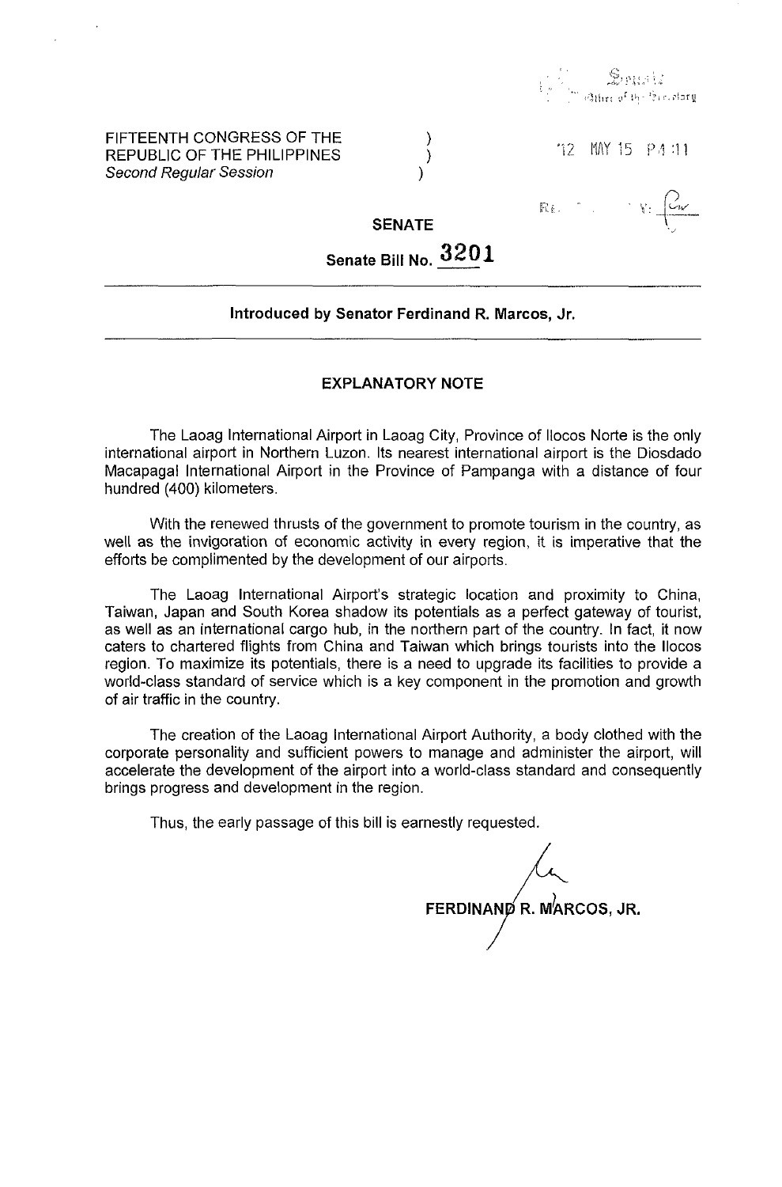FIFTEENTH CONGRESS OF THE REPUBLIC OF THE PHILIPPINES )
*Second Regular Session* )

'12 MAY 15 P4:11

**SENATE**

**Senate Bill No. 3201**

**Introduced by Senator Ferdinand R. Marcos, Jr.**

## EXPLANATORY NOTE

The Laoag International Airport in Laoag City, Province of Ilocos Norte is the only international airport in Northern Luzon. Its nearest international airport is the Diosdado Macapagal International Airport in the Province of Pampanga with a distance of four hundred (400) kilometers.

With the renewed thrusts of the government to promote tourism in the country, as well as the invigoration of economic activity in every region, it is imperative that the efforts be complimented by the development of our airports.

The Laoag International Airport's strategic location and proximity to China, Taiwan, Japan and South Korea shadow its potentials as a perfect gateway of tourist, as well as an international cargo hub, in the northern part of the country. In fact, it now caters to chartered flights from China and Taiwan which brings tourists into the Ilocos region. To maximize its potentials, there is a need to upgrade its facilities to provide a world-class standard of service which is a key component in the promotion and growth of air traffic in the country.

The creation of the Laoag International Airport Authority, a body clothed with the corporate personality and sufficient powers to manage and administer the airport, will accelerate the development of the airport into a world-class standard and consequently brings progress and development in the region.

Thus, the early passage of this bill is earnestly requested.

**FERDINAND R. MARCOS, JR.**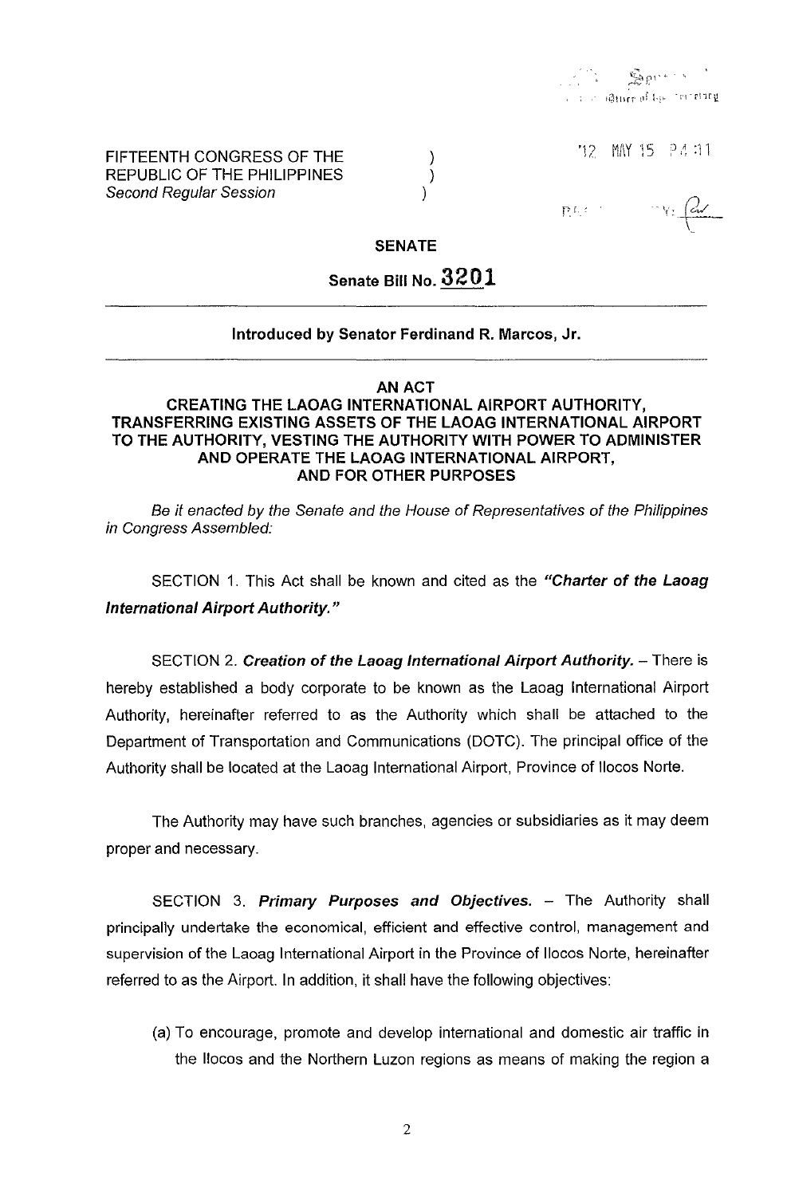FIFTEENTH CONGRESS OF THE REPUBLIC OF THE PHILIPPINES )
Second Regular Session )

'12 MAY 15 P4:11

**SENATE**

**Senate Bill No. 3201**

---

**Introduced by Senator Ferdinand R. Marcos, Jr.**

---

**AN ACT**
**CREATING THE LAOAG INTERNATIONAL AIRPORT AUTHORITY, TRANSFERRING EXISTING ASSETS OF THE LAOAG INTERNATIONAL AIRPORT TO THE AUTHORITY, VESTING THE AUTHORITY WITH POWER TO ADMINISTER AND OPERATE THE LAOAG INTERNATIONAL AIRPORT, AND FOR OTHER PURPOSES**

*Be it enacted by the Senate and the House of Representatives of the Philippines in Congress Assembled:*

SECTION 1. This Act shall be known and cited as the ***"Charter of the Laoag International Airport Authority."***

SECTION 2. ***Creation of the Laoag International Airport Authority.*** – There is hereby established a body corporate to be known as the Laoag International Airport Authority, hereinafter referred to as the Authority which shall be attached to the Department of Transportation and Communications (DOTC). The principal office of the Authority shall be located at the Laoag International Airport, Province of Ilocos Norte.

The Authority may have such branches, agencies or subsidiaries as it may deem proper and necessary.

SECTION 3. ***Primary Purposes and Objectives.*** – The Authority shall principally undertake the economical, efficient and effective control, management and supervision of the Laoag International Airport in the Province of Ilocos Norte, hereinafter referred to as the Airport. In addition, it shall have the following objectives:

(a) To encourage, promote and develop international and domestic air traffic in the Ilocos and the Northern Luzon regions as means of making the region a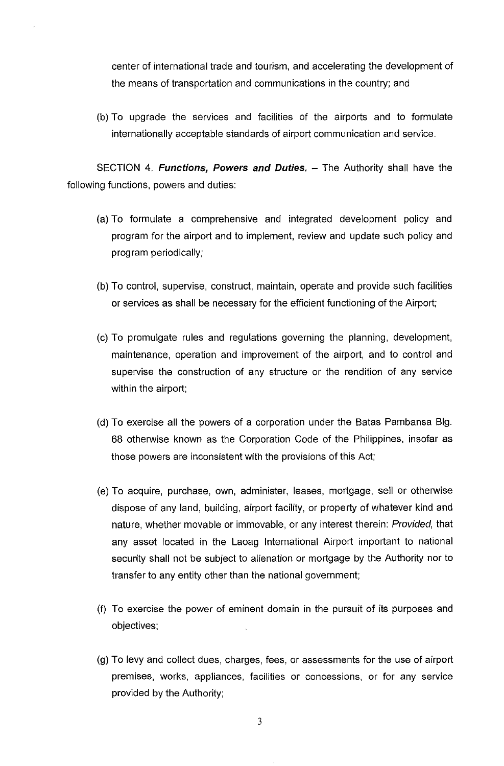center of international trade and tourism, and accelerating the development of the means of transportation and communications in the country; and

(b) To upgrade the services and facilities of the airports and to formulate internationally acceptable standards of airport communication and service.

SECTION 4. ***Functions, Powers and Duties.*** – The Authority shall have the following functions, powers and duties:

(a) To formulate a comprehensive and integrated development policy and program for the airport and to implement, review and update such policy and program periodically;

(b) To control, supervise, construct, maintain, operate and provide such facilities or services as shall be necessary for the efficient functioning of the Airport;

(c) To promulgate rules and regulations governing the planning, development, maintenance, operation and improvement of the airport, and to control and supervise the construction of any structure or the rendition of any service within the airport;

(d) To exercise all the powers of a corporation under the Batas Pambansa Blg. 68 otherwise known as the Corporation Code of the Philippines, insofar as those powers are inconsistent with the provisions of this Act;

(e) To acquire, purchase, own, administer, leases, mortgage, sell or otherwise dispose of any land, building, airport facility, or property of whatever kind and nature, whether movable or immovable, or any interest therein: *Provided,* that any asset located in the Laoag International Airport important to national security shall not be subject to alienation or mortgage by the Authority nor to transfer to any entity other than the national government;

(f) To exercise the power of eminent domain in the pursuit of its purposes and objectives;

(g) To levy and collect dues, charges, fees, or assessments for the use of airport premises, works, appliances, facilities or concessions, or for any service provided by the Authority;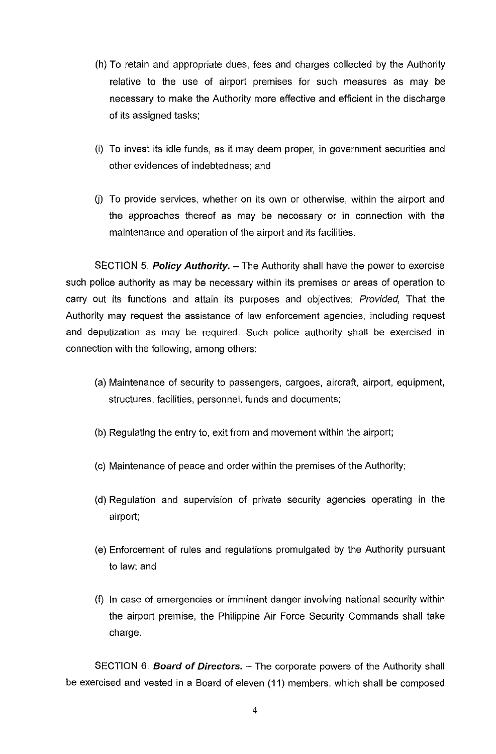(h) To retain and appropriate dues, fees and charges collected by the Authority relative to the use of airport premises for such measures as may be necessary to make the Authority more effective and efficient in the discharge of its assigned tasks;

(i) To invest its idle funds, as it may deem proper, in government securities and other evidences of indebtedness; and

(j) To provide services, whether on its own or otherwise, within the airport and the approaches thereof as may be necessary or in connection with the maintenance and operation of the airport and its facilities.

SECTION 5. ***Policy Authority.*** – The Authority shall have the power to exercise such police authority as may be necessary within its premises or areas of operation to carry out its functions and attain its purposes and objectives: *Provided,* That the Authority may request the assistance of law enforcement agencies, including request and deputization as may be required. Such police authority shall be exercised in connection with the following, among others:

(a) Maintenance of security to passengers, cargoes, aircraft, airport, equipment, structures, facilities, personnel, funds and documents;

(b) Regulating the entry to, exit from and movement within the airport;

(c) Maintenance of peace and order within the premises of the Authority;

(d) Regulation and supervision of private security agencies operating in the airport;

(e) Enforcement of rules and regulations promulgated by the Authority pursuant to law; and

(f) In case of emergencies or imminent danger involving national security within the airport premise, the Philippine Air Force Security Commands shall take charge.

SECTION 6. ***Board of Directors.*** – The corporate powers of the Authority shall be exercised and vested in a Board of eleven (11) members, which shall be composed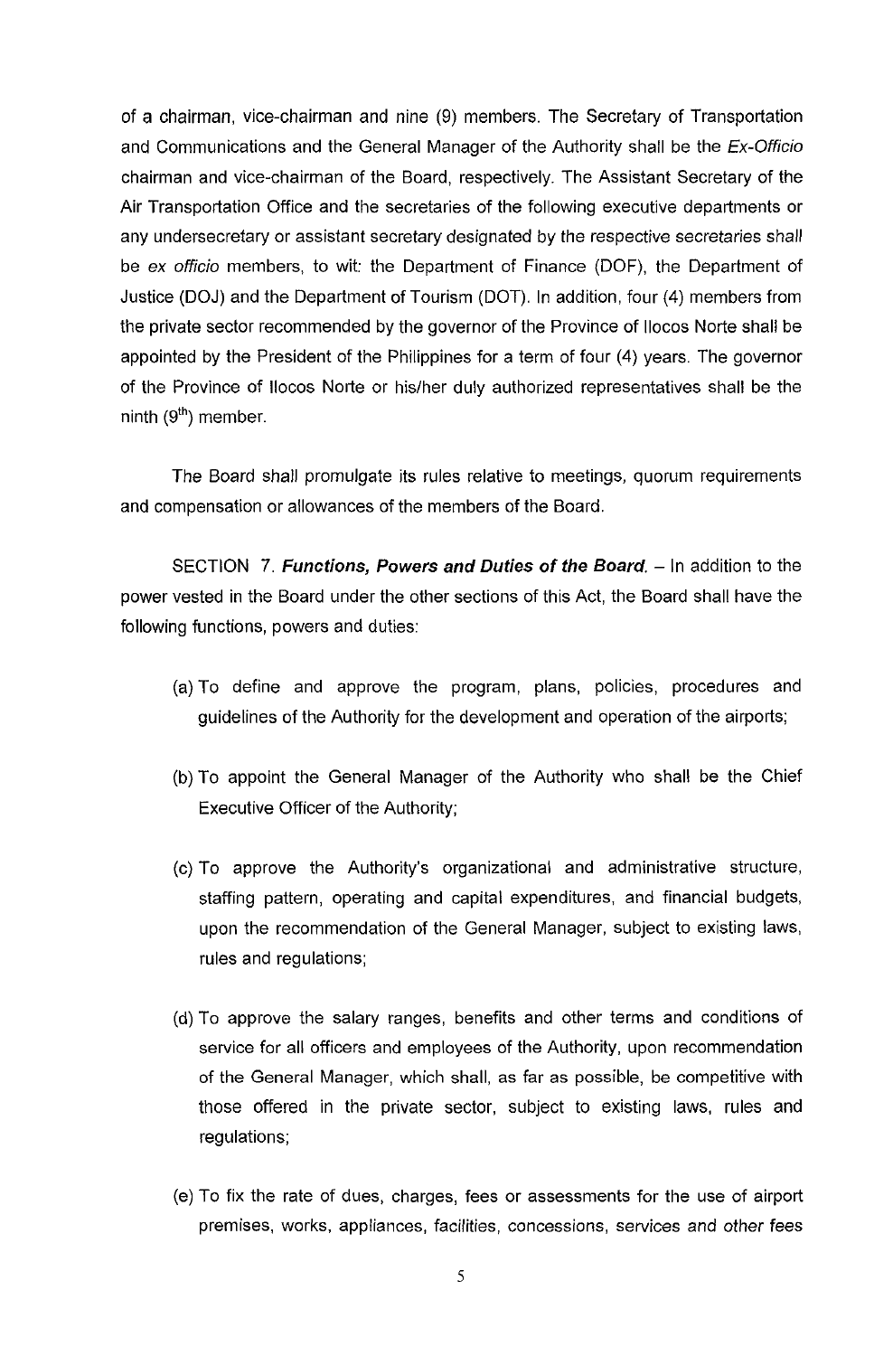of a chairman, vice-chairman and nine (9) members. The Secretary of Transportation and Communications and the General Manager of the Authority shall be the *Ex-Officio* chairman and vice-chairman of the Board, respectively. The Assistant Secretary of the Air Transportation Office and the secretaries of the following executive departments or any undersecretary or assistant secretary designated by the respective secretaries shall be *ex officio* members, to wit: the Department of Finance (DOF), the Department of Justice (DOJ) and the Department of Tourism (DOT). In addition, four (4) members from the private sector recommended by the governor of the Province of Ilocos Norte shall be appointed by the President of the Philippines for a term of four (4) years. The governor of the Province of Ilocos Norte or his/her duly authorized representatives shall be the ninth (9th) member.

The Board shall promulgate its rules relative to meetings, quorum requirements and compensation or allowances of the members of the Board.

SECTION 7. ***Functions, Powers and Duties of the Board.*** – In addition to the power vested in the Board under the other sections of this Act, the Board shall have the following functions, powers and duties:

(a) To define and approve the program, plans, policies, procedures and guidelines of the Authority for the development and operation of the airports;

(b) To appoint the General Manager of the Authority who shall be the Chief Executive Officer of the Authority;

(c) To approve the Authority's organizational and administrative structure, staffing pattern, operating and capital expenditures, and financial budgets, upon the recommendation of the General Manager, subject to existing laws, rules and regulations;

(d) To approve the salary ranges, benefits and other terms and conditions of service for all officers and employees of the Authority, upon recommendation of the General Manager, which shall, as far as possible, be competitive with those offered in the private sector, subject to existing laws, rules and regulations;

(e) To fix the rate of dues, charges, fees or assessments for the use of airport premises, works, appliances, facilities, concessions, services and other fees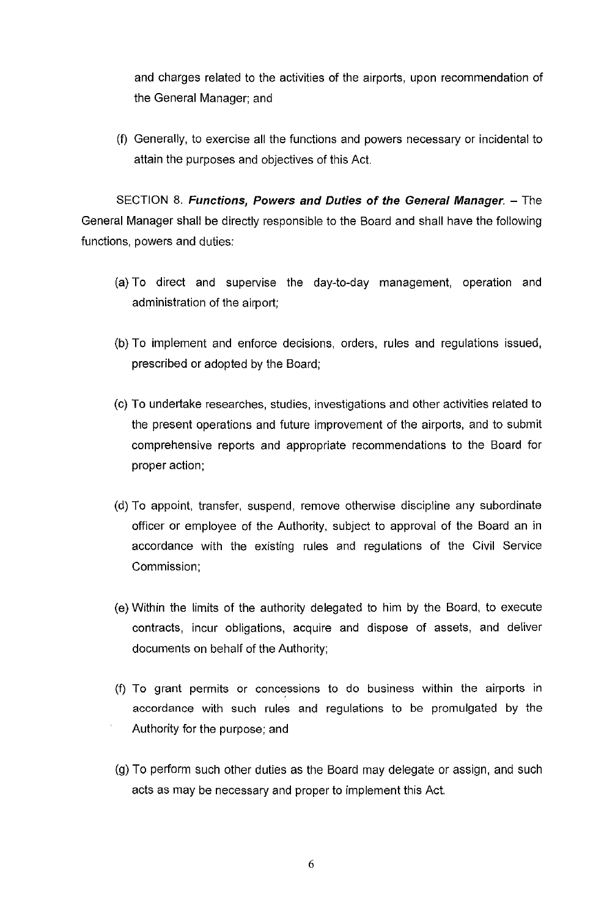and charges related to the activities of the airports, upon recommendation of the General Manager; and

(f) Generally, to exercise all the functions and powers necessary or incidental to attain the purposes and objectives of this Act.

SECTION 8. ***Functions, Powers and Duties of the General Manager.*** – The General Manager shall be directly responsible to the Board and shall have the following functions, powers and duties:

(a) To direct and supervise the day-to-day management, operation and administration of the airport;

(b) To implement and enforce decisions, orders, rules and regulations issued, prescribed or adopted by the Board;

(c) To undertake researches, studies, investigations and other activities related to the present operations and future improvement of the airports, and to submit comprehensive reports and appropriate recommendations to the Board for proper action;

(d) To appoint, transfer, suspend, remove otherwise discipline any subordinate officer or employee of the Authority, subject to approval of the Board an in accordance with the existing rules and regulations of the Civil Service Commission;

(e) Within the limits of the authority delegated to him by the Board, to execute contracts, incur obligations, acquire and dispose of assets, and deliver documents on behalf of the Authority;

(f) To grant permits or concessions to do business within the airports in accordance with such rules and regulations to be promulgated by the Authority for the purpose; and

(g) To perform such other duties as the Board may delegate or assign, and such acts as may be necessary and proper to implement this Act.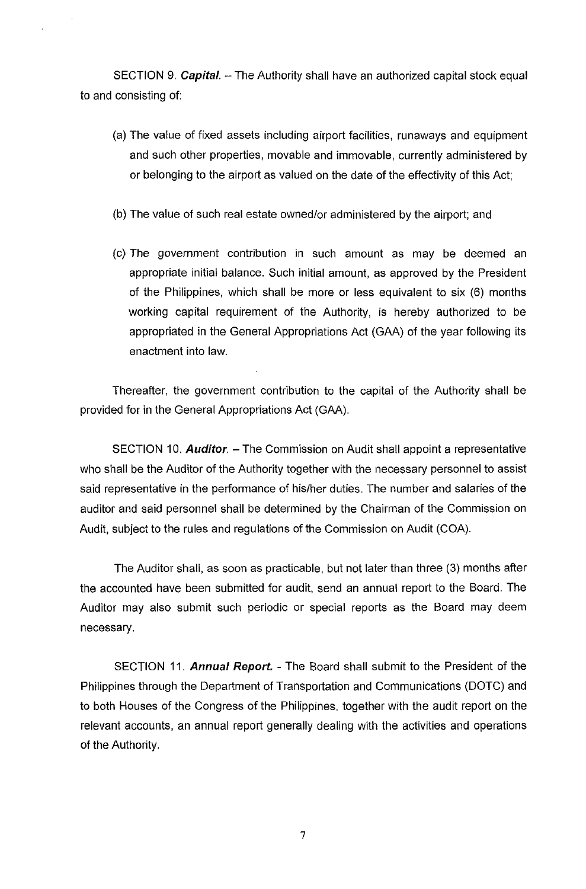SECTION 9. ***Capital.*** – The Authority shall have an authorized capital stock equal to and consisting of:

(a) The value of fixed assets including airport facilities, runaways and equipment and such other properties, movable and immovable, currently administered by or belonging to the airport as valued on the date of the effectivity of this Act;

(b) The value of such real estate owned/or administered by the airport; and

(c) The government contribution in such amount as may be deemed an appropriate initial balance. Such initial amount, as approved by the President of the Philippines, which shall be more or less equivalent to six (6) months working capital requirement of the Authority, is hereby authorized to be appropriated in the General Appropriations Act (GAA) of the year following its enactment into law.

Thereafter, the government contribution to the capital of the Authority shall be provided for in the General Appropriations Act (GAA).

SECTION 10. ***Auditor.*** – The Commission on Audit shall appoint a representative who shall be the Auditor of the Authority together with the necessary personnel to assist said representative in the performance of his/her duties. The number and salaries of the auditor and said personnel shall be determined by the Chairman of the Commission on Audit, subject to the rules and regulations of the Commission on Audit (COA).

The Auditor shall, as soon as practicable, but not later than three (3) months after the accounted have been submitted for audit, send an annual report to the Board. The Auditor may also submit such periodic or special reports as the Board may deem necessary.

SECTION 11. ***Annual Report.*** - The Board shall submit to the President of the Philippines through the Department of Transportation and Communications (DOTC) and to both Houses of the Congress of the Philippines, together with the audit report on the relevant accounts, an annual report generally dealing with the activities and operations of the Authority.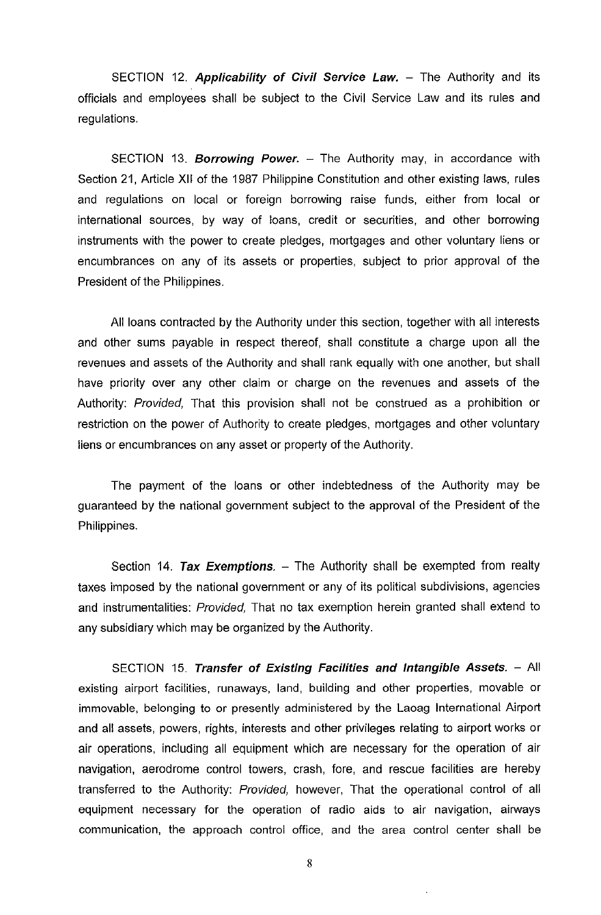SECTION 12. ***Applicability of Civil Service Law.*** – The Authority and its officials and employees shall be subject to the Civil Service Law and its rules and regulations.

SECTION 13. ***Borrowing Power.*** – The Authority may, in accordance with Section 21, Article XII of the 1987 Philippine Constitution and other existing laws, rules and regulations on local or foreign borrowing raise funds, either from local or international sources, by way of loans, credit or securities, and other borrowing instruments with the power to create pledges, mortgages and other voluntary liens or encumbrances on any of its assets or properties, subject to prior approval of the President of the Philippines.

All loans contracted by the Authority under this section, together with all interests and other sums payable in respect thereof, shall constitute a charge upon all the revenues and assets of the Authority and shall rank equally with one another, but shall have priority over any other claim or charge on the revenues and assets of the Authority: *Provided,* That this provision shall not be construed as a prohibition or restriction on the power of Authority to create pledges, mortgages and other voluntary liens or encumbrances on any asset or property of the Authority.

The payment of the loans or other indebtedness of the Authority may be guaranteed by the national government subject to the approval of the President of the Philippines.

Section 14. ***Tax Exemptions.*** – The Authority shall be exempted from realty taxes imposed by the national government or any of its political subdivisions, agencies and instrumentalities: *Provided,* That no tax exemption herein granted shall extend to any subsidiary which may be organized by the Authority.

SECTION 15. ***Transfer of Existing Facilities and Intangible Assets.*** – All existing airport facilities, runaways, land, building and other properties, movable or immovable, belonging to or presently administered by the Laoag International Airport and all assets, powers, rights, interests and other privileges relating to airport works or air operations, including all equipment which are necessary for the operation of air navigation, aerodrome control towers, crash, fore, and rescue facilities are hereby transferred to the Authority: *Provided,* however, That the operational control of all equipment necessary for the operation of radio aids to air navigation, airways communication, the approach control office, and the area control center shall be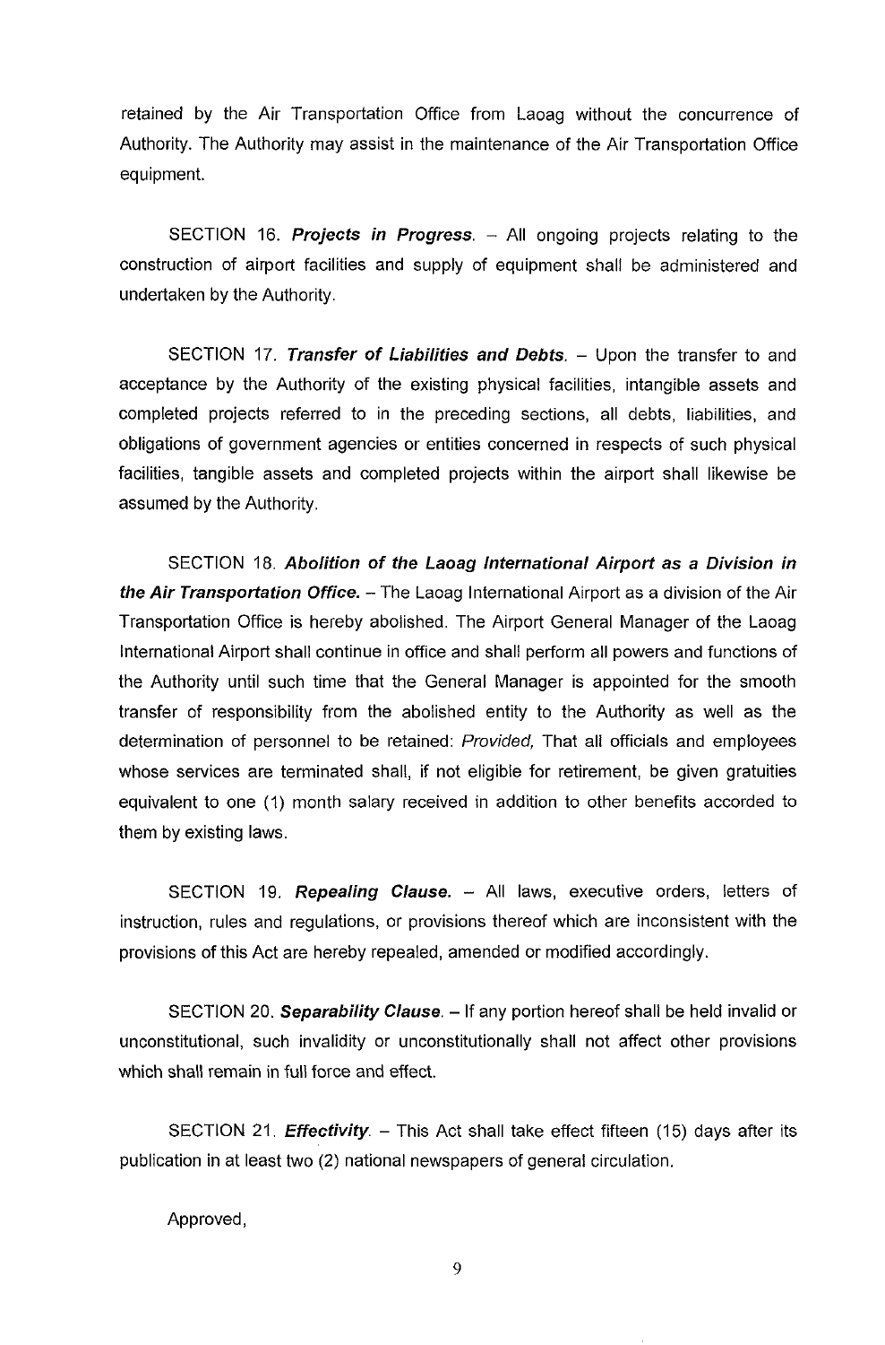retained by the Air Transportation Office from Laoag without the concurrence of Authority. The Authority may assist in the maintenance of the Air Transportation Office equipment.

SECTION 16. ***Projects in Progress.*** – All ongoing projects relating to the construction of airport facilities and supply of equipment shall be administered and undertaken by the Authority.

SECTION 17. ***Transfer of Liabilities and Debts.*** – Upon the transfer to and acceptance by the Authority of the existing physical facilities, intangible assets and completed projects referred to in the preceding sections, all debts, liabilities, and obligations of government agencies or entities concerned in respects of such physical facilities, tangible assets and completed projects within the airport shall likewise be assumed by the Authority.

SECTION 18. ***Abolition of the Laoag International Airport as a Division in the Air Transportation Office.*** – The Laoag International Airport as a division of the Air Transportation Office is hereby abolished. The Airport General Manager of the Laoag International Airport shall continue in office and shall perform all powers and functions of the Authority until such time that the General Manager is appointed for the smooth transfer of responsibility from the abolished entity to the Authority as well as the determination of personnel to be retained: *Provided,* That all officials and employees whose services are terminated shall, if not eligible for retirement, be given gratuities equivalent to one (1) month salary received in addition to other benefits accorded to them by existing laws.

SECTION 19. ***Repealing Clause.*** – All laws, executive orders, letters of instruction, rules and regulations, or provisions thereof which are inconsistent with the provisions of this Act are hereby repealed, amended or modified accordingly.

SECTION 20. ***Separability Clause.*** – If any portion hereof shall be held invalid or unconstitutional, such invalidity or unconstitutionally shall not affect other provisions which shall remain in full force and effect.

SECTION 21. ***Effectivity.*** – This Act shall take effect fifteen (15) days after its publication in at least two (2) national newspapers of general circulation.

Approved,